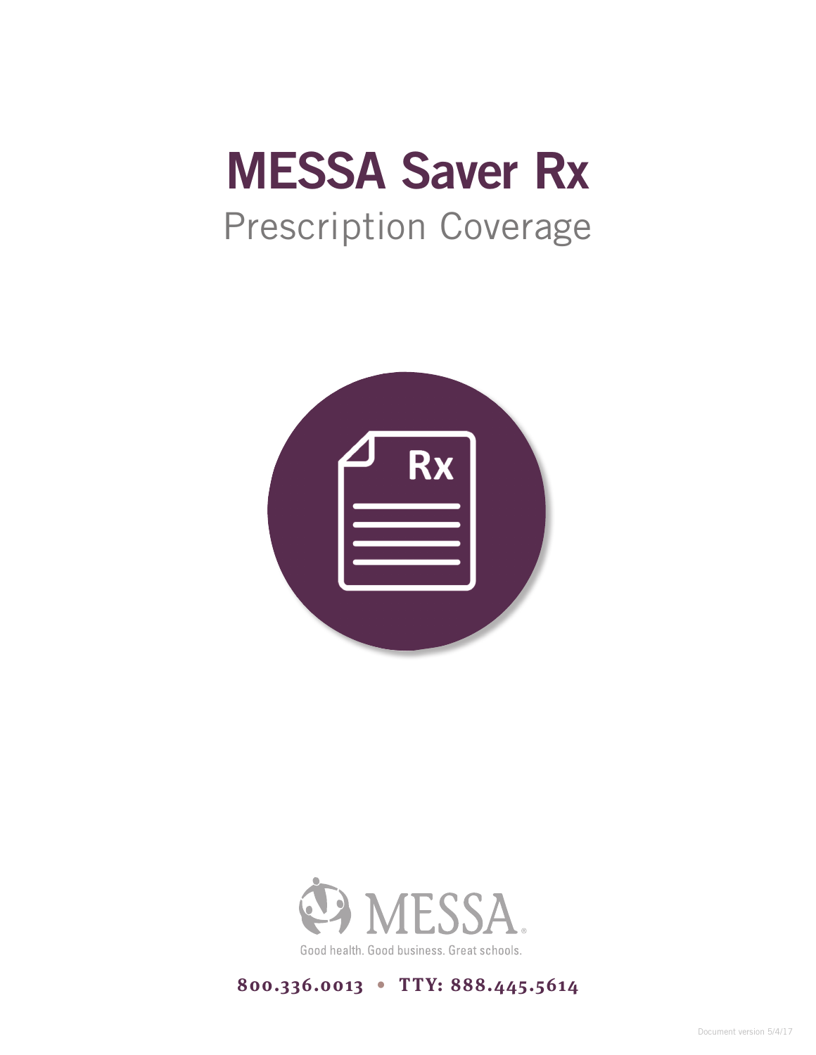# MESSA Saver Rx

## Prescription Coverage

MESSA

Good health. Good business. Great schools.

**800.336.0013 • TTY: 888.445.5614**

Document version 5/4/17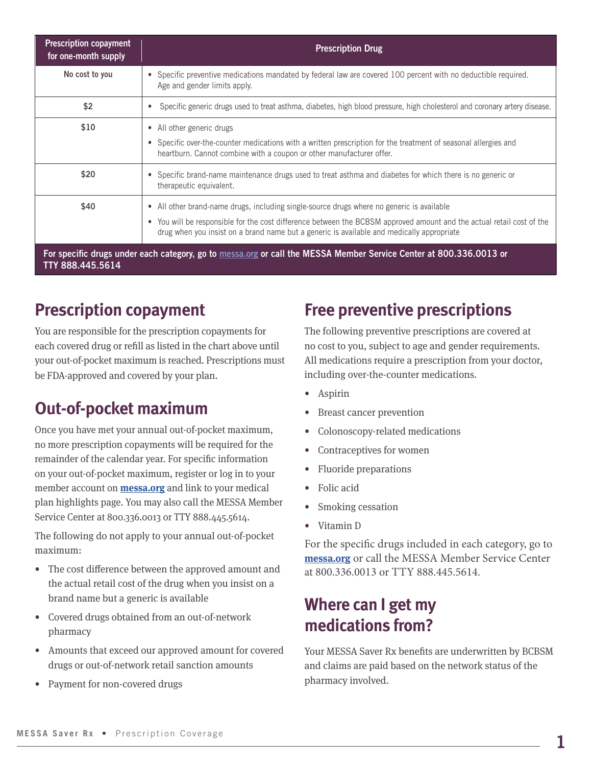| Prescription copayment for one-month supply | Prescription Drug |
|---|---|
| No cost to you | • Specific preventive medications mandated by federal law are covered 100 percent with no deductible required. Age and gender limits apply. |
| $2 | • Specific generic drugs used to treat asthma, diabetes, high blood pressure, high cholesterol and coronary artery disease. |
| $10 | • All other generic drugs<br>• Specific over-the-counter medications with a written prescription for the treatment of seasonal allergies and heartburn. Cannot combine with a coupon or other manufacturer offer. |
| $20 | • Specific brand-name maintenance drugs used to treat asthma and diabetes for which there is no generic or therapeutic equivalent. |
| $40 | • All other brand-name drugs, including single-source drugs where no generic is available<br>• You will be responsible for the cost difference between the BCBSM approved amount and the actual retail cost of the drug when you insist on a brand name but a generic is available and medically appropriate |
| For specific drugs under each category, go to messa.org or call the MESSA Member Service Center at 800.336.0013 or TTY 888.445.5614 | |

## Prescription copayment

You are responsible for the prescription copayments for each covered drug or refill as listed in the chart above until your out-of-pocket maximum is reached. Prescriptions must be FDA-approved and covered by your plan.

## Out-of-pocket maximum

Once you have met your annual out-of-pocket maximum, no more prescription copayments will be required for the remainder of the calendar year. For specific information on your out-of-pocket maximum, register or log in to your member account on **messa.org** and link to your medical plan highlights page. You may also call the MESSA Member Service Center at 800.336.0013 or TTY 888.445.5614.

The following do not apply to your annual out-of-pocket maximum:

- The cost difference between the approved amount and the actual retail cost of the drug when you insist on a brand name but a generic is available
- Covered drugs obtained from an out-of-network pharmacy
- Amounts that exceed our approved amount for covered drugs or out-of-network retail sanction amounts
- Payment for non-covered drugs

## Free preventive prescriptions

The following preventive prescriptions are covered at no cost to you, subject to age and gender requirements. All medications require a prescription from your doctor, including over-the-counter medications.

- Aspirin
- Breast cancer prevention
- Colonoscopy-related medications
- Contraceptives for women
- Fluoride preparations
- Folic acid
- Smoking cessation
- Vitamin D

For the specific drugs included in each category, go to **messa.org** or call the MESSA Member Service Center at 800.336.0013 or TTY 888.445.5614.

## Where can I get my medications from?

Your MESSA Saver Rx benefits are underwritten by BCBSM and claims are paid based on the network status of the pharmacy involved.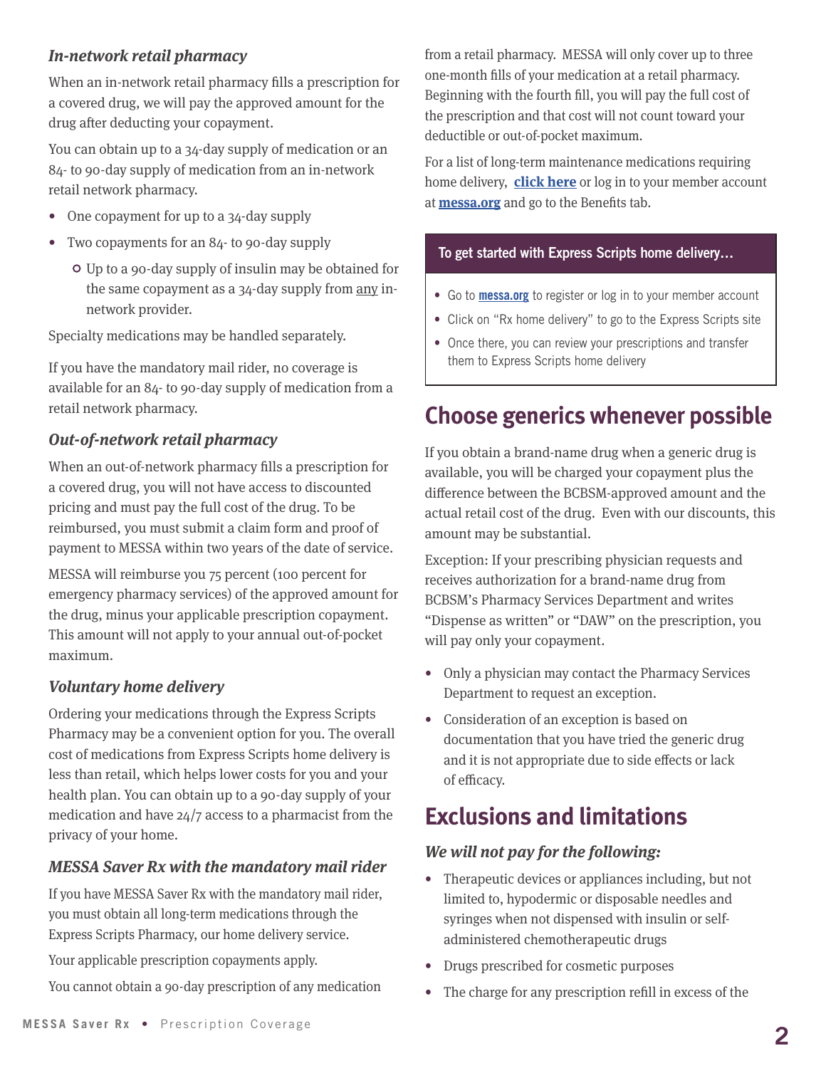### *In-network retail pharmacy*

When an in-network retail pharmacy fills a prescription for a covered drug, we will pay the approved amount for the drug after deducting your copayment.

You can obtain up to a 34-day supply of medication or an 84- to 90-day supply of medication from an in-network retail network pharmacy.

- One copayment for up to a 34-day supply
- Two copayments for an 84- to 90-day supply
  - Up to a 90-day supply of insulin may be obtained for the same copayment as a 34-day supply from any in-network provider.

Specialty medications may be handled separately.

If you have the mandatory mail rider, no coverage is available for an 84- to 90-day supply of medication from a retail network pharmacy.

### *Out-of-network retail pharmacy*

When an out-of-network pharmacy fills a prescription for a covered drug, you will not have access to discounted pricing and must pay the full cost of the drug. To be reimbursed, you must submit a claim form and proof of payment to MESSA within two years of the date of service.

MESSA will reimburse you 75 percent (100 percent for emergency pharmacy services) of the approved amount for the drug, minus your applicable prescription copayment. This amount will not apply to your annual out-of-pocket maximum.

### *Voluntary home delivery*

Ordering your medications through the Express Scripts Pharmacy may be a convenient option for you. The overall cost of medications from Express Scripts home delivery is less than retail, which helps lower costs for you and your health plan. You can obtain up to a 90-day supply of your medication and have 24/7 access to a pharmacist from the privacy of your home.

### *MESSA Saver Rx with the mandatory mail rider*

If you have MESSA Saver Rx with the mandatory mail rider, you must obtain all long-term medications through the Express Scripts Pharmacy, our home delivery service.

Your applicable prescription copayments apply.

You cannot obtain a 90-day prescription of any medication from a retail pharmacy. MESSA will only cover up to three one-month fills of your medication at a retail pharmacy. Beginning with the fourth fill, you will pay the full cost of the prescription and that cost will not count toward your deductible or out-of-pocket maximum.

For a list of long-term maintenance medications requiring home delivery, **click here** or log in to your member account at **messa.org** and go to the Benefits tab.

> **To get started with Express Scripts home delivery…**
>
> - Go to **messa.org** to register or log in to your member account
> - Click on "Rx home delivery" to go to the Express Scripts site
> - Once there, you can review your prescriptions and transfer them to Express Scripts home delivery

## Choose generics whenever possible

If you obtain a brand-name drug when a generic drug is available, you will be charged your copayment plus the difference between the BCBSM-approved amount and the actual retail cost of the drug. Even with our discounts, this amount may be substantial.

Exception: If your prescribing physician requests and receives authorization for a brand-name drug from BCBSM's Pharmacy Services Department and writes "Dispense as written" or "DAW" on the prescription, you will pay only your copayment.

- Only a physician may contact the Pharmacy Services Department to request an exception.
- Consideration of an exception is based on documentation that you have tried the generic drug and it is not appropriate due to side effects or lack of efficacy.

## Exclusions and limitations

### *We will not pay for the following:*

- Therapeutic devices or appliances including, but not limited to, hypodermic or disposable needles and syringes when not dispensed with insulin or self-administered chemotherapeutic drugs
- Drugs prescribed for cosmetic purposes
- The charge for any prescription refill in excess of the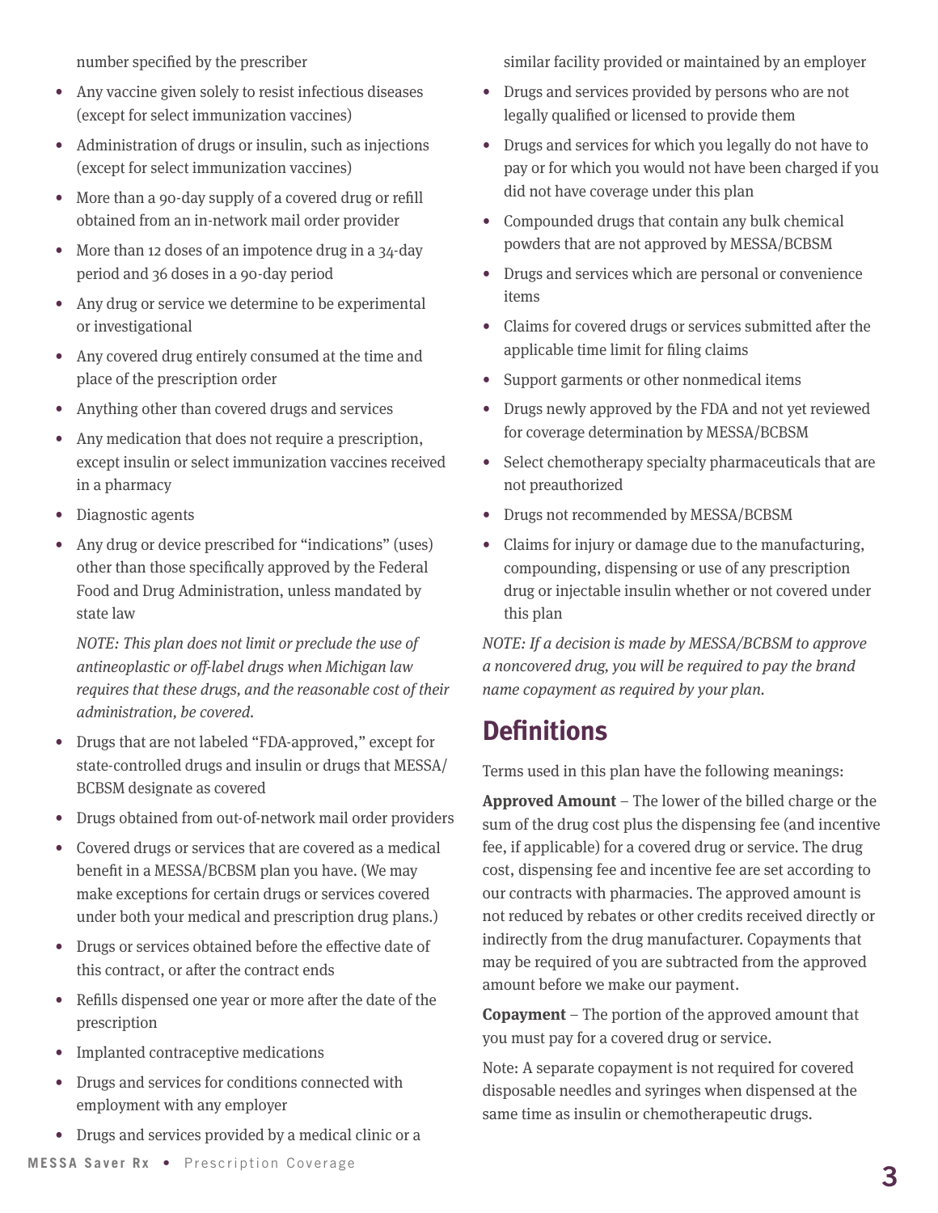number specified by the prescriber

- Any vaccine given solely to resist infectious diseases (except for select immunization vaccines)
- Administration of drugs or insulin, such as injections (except for select immunization vaccines)
- More than a 90-day supply of a covered drug or refill obtained from an in-network mail order provider
- More than 12 doses of an impotence drug in a 34-day period and 36 doses in a 90-day period
- Any drug or service we determine to be experimental or investigational
- Any covered drug entirely consumed at the time and place of the prescription order
- Anything other than covered drugs and services
- Any medication that does not require a prescription, except insulin or select immunization vaccines received in a pharmacy
- Diagnostic agents
- Any drug or device prescribed for "indications" (uses) other than those specifically approved by the Federal Food and Drug Administration, unless mandated by state law

  *NOTE: This plan does not limit or preclude the use of antineoplastic or off-label drugs when Michigan law requires that these drugs, and the reasonable cost of their administration, be covered.*

- Drugs that are not labeled "FDA-approved," except for state-controlled drugs and insulin or drugs that MESSA/BCBSM designate as covered
- Drugs obtained from out-of-network mail order providers
- Covered drugs or services that are covered as a medical benefit in a MESSA/BCBSM plan you have. (We may make exceptions for certain drugs or services covered under both your medical and prescription drug plans.)
- Drugs or services obtained before the effective date of this contract, or after the contract ends
- Refills dispensed one year or more after the date of the prescription
- Implanted contraceptive medications
- Drugs and services for conditions connected with employment with any employer
- Drugs and services provided by a medical clinic or a similar facility provided or maintained by an employer
- Drugs and services provided by persons who are not legally qualified or licensed to provide them
- Drugs and services for which you legally do not have to pay or for which you would not have been charged if you did not have coverage under this plan
- Compounded drugs that contain any bulk chemical powders that are not approved by MESSA/BCBSM
- Drugs and services which are personal or convenience items
- Claims for covered drugs or services submitted after the applicable time limit for filing claims
- Support garments or other nonmedical items
- Drugs newly approved by the FDA and not yet reviewed for coverage determination by MESSA/BCBSM
- Select chemotherapy specialty pharmaceuticals that are not preauthorized
- Drugs not recommended by MESSA/BCBSM
- Claims for injury or damage due to the manufacturing, compounding, dispensing or use of any prescription drug or injectable insulin whether or not covered under this plan

*NOTE: If a decision is made by MESSA/BCBSM to approve a noncovered drug, you will be required to pay the brand name copayment as required by your plan.*

## Definitions

Terms used in this plan have the following meanings:

**Approved Amount** – The lower of the billed charge or the sum of the drug cost plus the dispensing fee (and incentive fee, if applicable) for a covered drug or service. The drug cost, dispensing fee and incentive fee are set according to our contracts with pharmacies. The approved amount is not reduced by rebates or other credits received directly or indirectly from the drug manufacturer. Copayments that may be required of you are subtracted from the approved amount before we make our payment.

**Copayment** – The portion of the approved amount that you must pay for a covered drug or service.

Note: A separate copayment is not required for covered disposable needles and syringes when dispensed at the same time as insulin or chemotherapeutic drugs.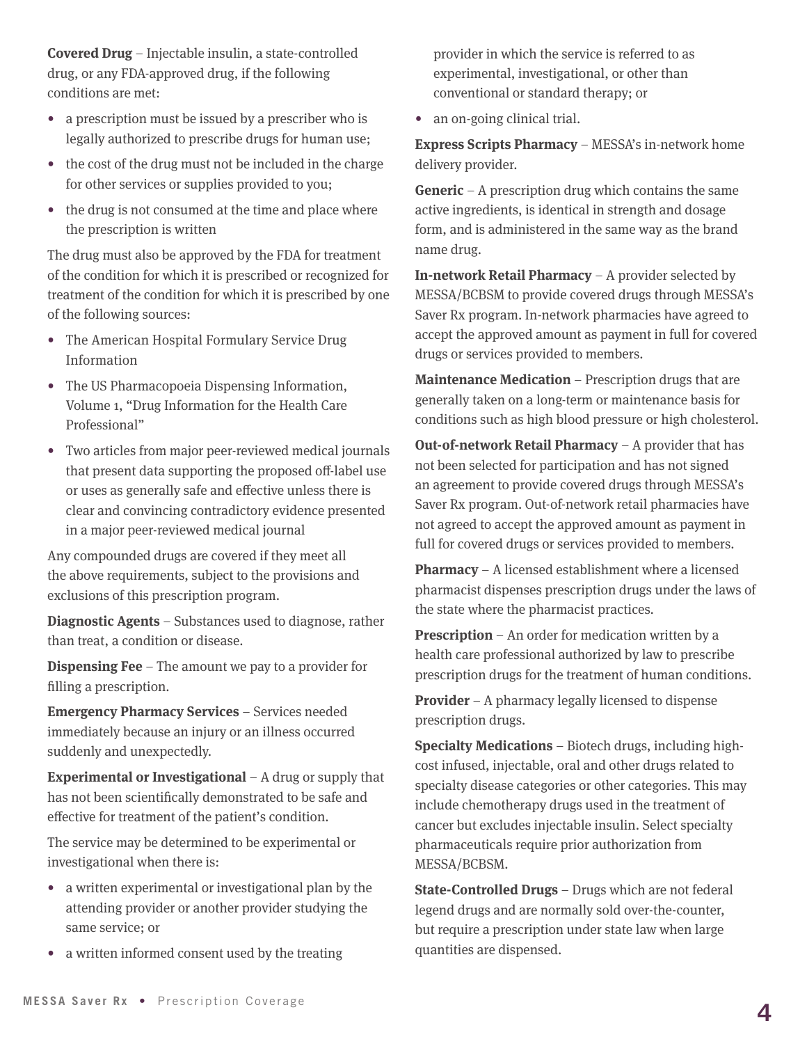**Covered Drug** – Injectable insulin, a state-controlled drug, or any FDA-approved drug, if the following conditions are met:

- a prescription must be issued by a prescriber who is legally authorized to prescribe drugs for human use;
- the cost of the drug must not be included in the charge for other services or supplies provided to you;
- the drug is not consumed at the time and place where the prescription is written

The drug must also be approved by the FDA for treatment of the condition for which it is prescribed or recognized for treatment of the condition for which it is prescribed by one of the following sources:

- The American Hospital Formulary Service Drug Information
- The US Pharmacopoeia Dispensing Information, Volume 1, "Drug Information for the Health Care Professional"
- Two articles from major peer-reviewed medical journals that present data supporting the proposed off-label use or uses as generally safe and effective unless there is clear and convincing contradictory evidence presented in a major peer-reviewed medical journal

Any compounded drugs are covered if they meet all the above requirements, subject to the provisions and exclusions of this prescription program.

**Diagnostic Agents** – Substances used to diagnose, rather than treat, a condition or disease.

**Dispensing Fee** – The amount we pay to a provider for filling a prescription.

**Emergency Pharmacy Services** – Services needed immediately because an injury or an illness occurred suddenly and unexpectedly.

**Experimental or Investigational** – A drug or supply that has not been scientifically demonstrated to be safe and effective for treatment of the patient's condition.

The service may be determined to be experimental or investigational when there is:

- a written experimental or investigational plan by the attending provider or another provider studying the same service; or
- a written informed consent used by the treating provider in which the service is referred to as experimental, investigational, or other than conventional or standard therapy; or
- an on-going clinical trial.

**Express Scripts Pharmacy** – MESSA's in-network home delivery provider.

**Generic** – A prescription drug which contains the same active ingredients, is identical in strength and dosage form, and is administered in the same way as the brand name drug.

**In-network Retail Pharmacy** – A provider selected by MESSA/BCBSM to provide covered drugs through MESSA's Saver Rx program. In-network pharmacies have agreed to accept the approved amount as payment in full for covered drugs or services provided to members.

**Maintenance Medication** – Prescription drugs that are generally taken on a long-term or maintenance basis for conditions such as high blood pressure or high cholesterol.

**Out-of-network Retail Pharmacy** – A provider that has not been selected for participation and has not signed an agreement to provide covered drugs through MESSA's Saver Rx program. Out-of-network retail pharmacies have not agreed to accept the approved amount as payment in full for covered drugs or services provided to members.

**Pharmacy** – A licensed establishment where a licensed pharmacist dispenses prescription drugs under the laws of the state where the pharmacist practices.

**Prescription** – An order for medication written by a health care professional authorized by law to prescribe prescription drugs for the treatment of human conditions.

**Provider** – A pharmacy legally licensed to dispense prescription drugs.

**Specialty Medications** – Biotech drugs, including high-cost infused, injectable, oral and other drugs related to specialty disease categories or other categories. This may include chemotherapy drugs used in the treatment of cancer but excludes injectable insulin. Select specialty pharmaceuticals require prior authorization from MESSA/BCBSM.

**State-Controlled Drugs** – Drugs which are not federal legend drugs and are normally sold over-the-counter, but require a prescription under state law when large quantities are dispensed.